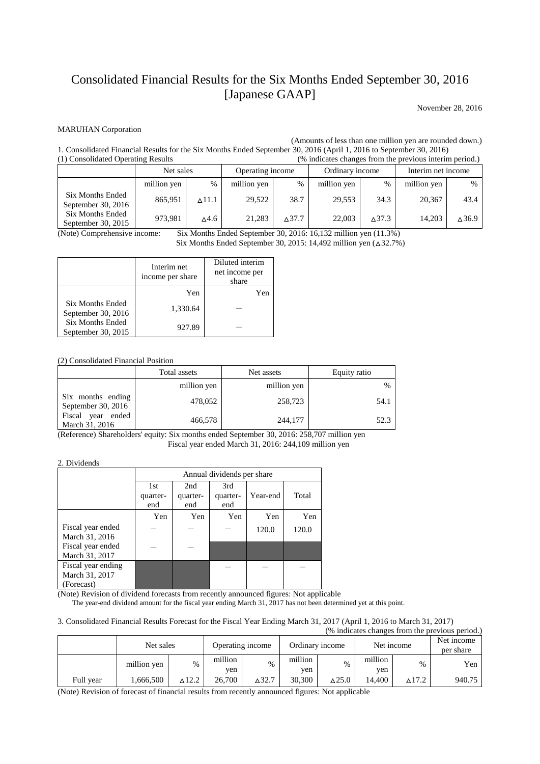# Consolidated Financial Results for the Six Months Ended September 30, 2016 [Japanese GAAP]

November 28, 2016

MARUHAN Corporation

(Amounts of less than one million yen are rounded down.)

1. Consolidated Financial Results for the Six Months Ended September 30, 2016 (April 1, 2016 to September 30, 2016)

(1) Consolidated Operating Results (% indicates changes from the previous interim period.)

| | Net sales | | Operating income | | Ordinary income | | Interim net income | |
|---|---|---|---|---|---|---|---|---|
| | million yen | % | million yen | % | million yen | % | million yen | % |
| Six Months Ended September 30, 2016 | 865,951 | △11.1 | 29,522 | 38.7 | 29,553 | 34.3 | 20,367 | 43.4 |
| Six Months Ended September 30, 2015 | 973,981 | △4.6 | 21,283 | △37.7 | 22,003 | △37.3 | 14,203 | △36.9 |

(Note) Comprehensive income: Six Months Ended September 30, 2016: 16,132 million yen (11.3%)
Six Months Ended September 30, 2015: 14,492 million yen (△32.7%)

| | Interim net income per share | Diluted interim net income per share |
|---|---|---|
| | Yen | Yen |
| Six Months Ended September 30, 2016 | 1,330.64 | ― |
| Six Months Ended September 30, 2015 | 927.89 | ― |

(2) Consolidated Financial Position

| | Total assets | Net assets | Equity ratio |
|---|---|---|---|
| | million yen | million yen | % |
| Six months ending September 30, 2016 | 478,052 | 258,723 | 54.1 |
| Fiscal year ended March 31, 2016 | 466,578 | 244,177 | 52.3 |

(Reference) Shareholders' equity: Six months ended September 30, 2016: 258,707 million yen
Fiscal year ended March 31, 2016: 244,109 million yen

2. Dividends

| | Annual dividends per share | | | | |
|---|---|---|---|---|---|
| | 1st quarter-end | 2nd quarter-end | 3rd quarter-end | Year-end | Total |
| | Yen | Yen | Yen | Yen | Yen |
| Fiscal year ended March 31, 2016 | ― | ― | ― | 120.0 | 120.0 |
| Fiscal year ended March 31, 2017 | ― | ― | | | |
| Fiscal year ending March 31, 2017 (Forecast) | | | ― | ― | ― |

(Note) Revision of dividend forecasts from recently announced figures: Not applicable
The year-end dividend amount for the fiscal year ending March 31, 2017 has not been determined yet at this point.

3. Consolidated Financial Results Forecast for the Fiscal Year Ending March 31, 2017 (April 1, 2016 to March 31, 2017)

(% indicates changes from the previous period.)

| | Net sales | | Operating income | | Ordinary income | | Net income | | Net income per share |
|---|---|---|---|---|---|---|---|---|---|
| | million yen | % | million yen | % | million yen | % | million yen | % | Yen |
| Full year | 1,666,500 | △12.2 | 26,700 | △32.7 | 30,300 | △25.0 | 14,400 | △17.2 | 940.75 |

(Note) Revision of forecast of financial results from recently announced figures: Not applicable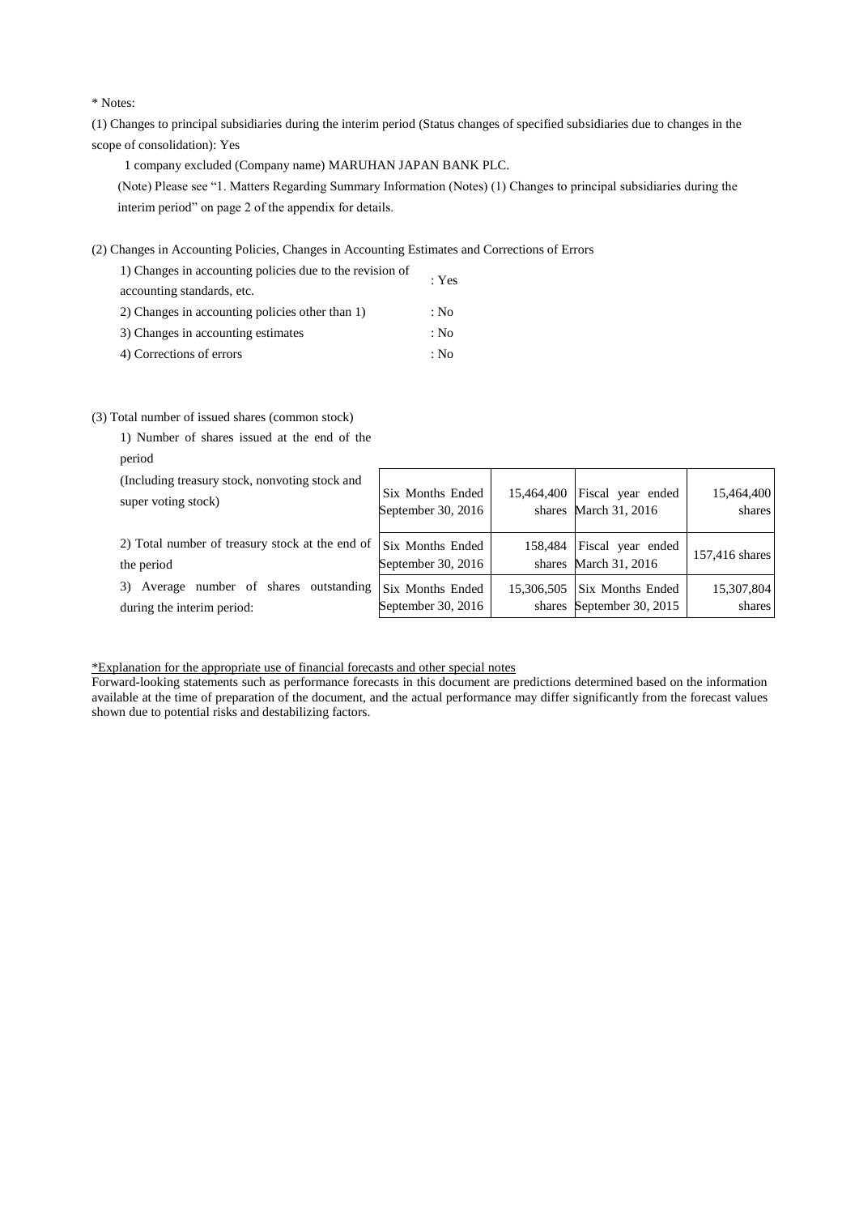\* Notes:

(1) Changes to principal subsidiaries during the interim period (Status changes of specified subsidiaries due to changes in the scope of consolidation): Yes

1 company excluded (Company name) MARUHAN JAPAN BANK PLC.

(Note) Please see "1. Matters Regarding Summary Information (Notes) (1) Changes to principal subsidiaries during the interim period" on page 2 of the appendix for details.

(2) Changes in Accounting Policies, Changes in Accounting Estimates and Corrections of Errors

| | |
|---|---|
| 1) Changes in accounting policies due to the revision of accounting standards, etc. | : Yes |
| 2) Changes in accounting policies other than 1) | : No |
| 3) Changes in accounting estimates | : No |
| 4) Corrections of errors | : No |

(3) Total number of issued shares (common stock)

| | | | | |
|---|---|---|---|---|
| 1) Number of shares issued at the end of the period (Including treasury stock, nonvoting stock and super voting stock) | Six Months Ended September 30, 2016 | 15,464,400 shares | Fiscal year ended March 31, 2016 | 15,464,400 shares |
| 2) Total number of treasury stock at the end of the period | Six Months Ended September 30, 2016 | 158,484 shares | Fiscal year ended March 31, 2016 | 157,416 shares |
| 3) Average number of shares outstanding during the interim period: | Six Months Ended September 30, 2016 | 15,306,505 shares | Six Months Ended September 30, 2015 | 15,307,804 shares |

\*Explanation for the appropriate use of financial forecasts and other special notes

Forward-looking statements such as performance forecasts in this document are predictions determined based on the information available at the time of preparation of the document, and the actual performance may differ significantly from the forecast values shown due to potential risks and destabilizing factors.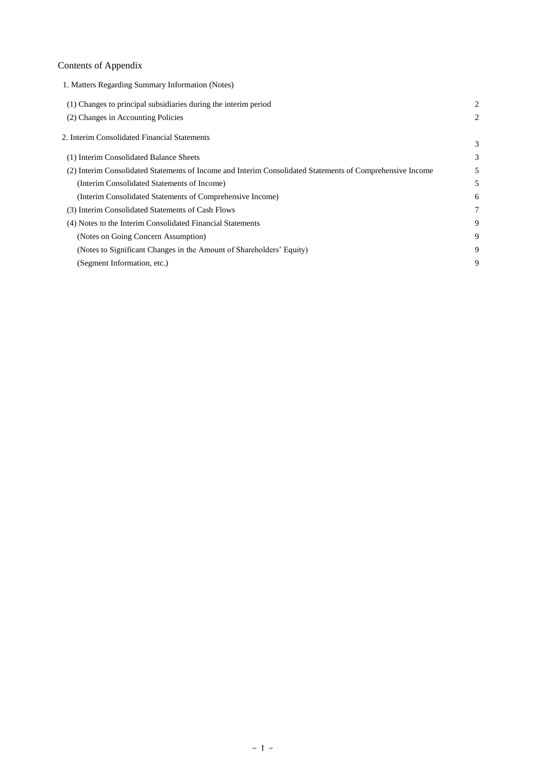## Contents of Appendix

| | |
|---|---|
| 1. Matters Regarding Summary Information (Notes) | |
| (1) Changes to principal subsidiaries during the interim period | 2 |
| (2) Changes in Accounting Policies | 2 |
| 2. Interim Consolidated Financial Statements | 3 |
| (1) Interim Consolidated Balance Sheets | 3 |
| (2) Interim Consolidated Statements of Income and Interim Consolidated Statements of Comprehensive Income | 5 |
| (Interim Consolidated Statements of Income) | 5 |
| (Interim Consolidated Statements of Comprehensive Income) | 6 |
| (3) Interim Consolidated Statements of Cash Flows | 7 |
| (4) Notes to the Interim Consolidated Financial Statements | 9 |
| (Notes on Going Concern Assumption) | 9 |
| (Notes to Significant Changes in the Amount of Shareholders' Equity) | 9 |
| (Segment Information, etc.) | 9 |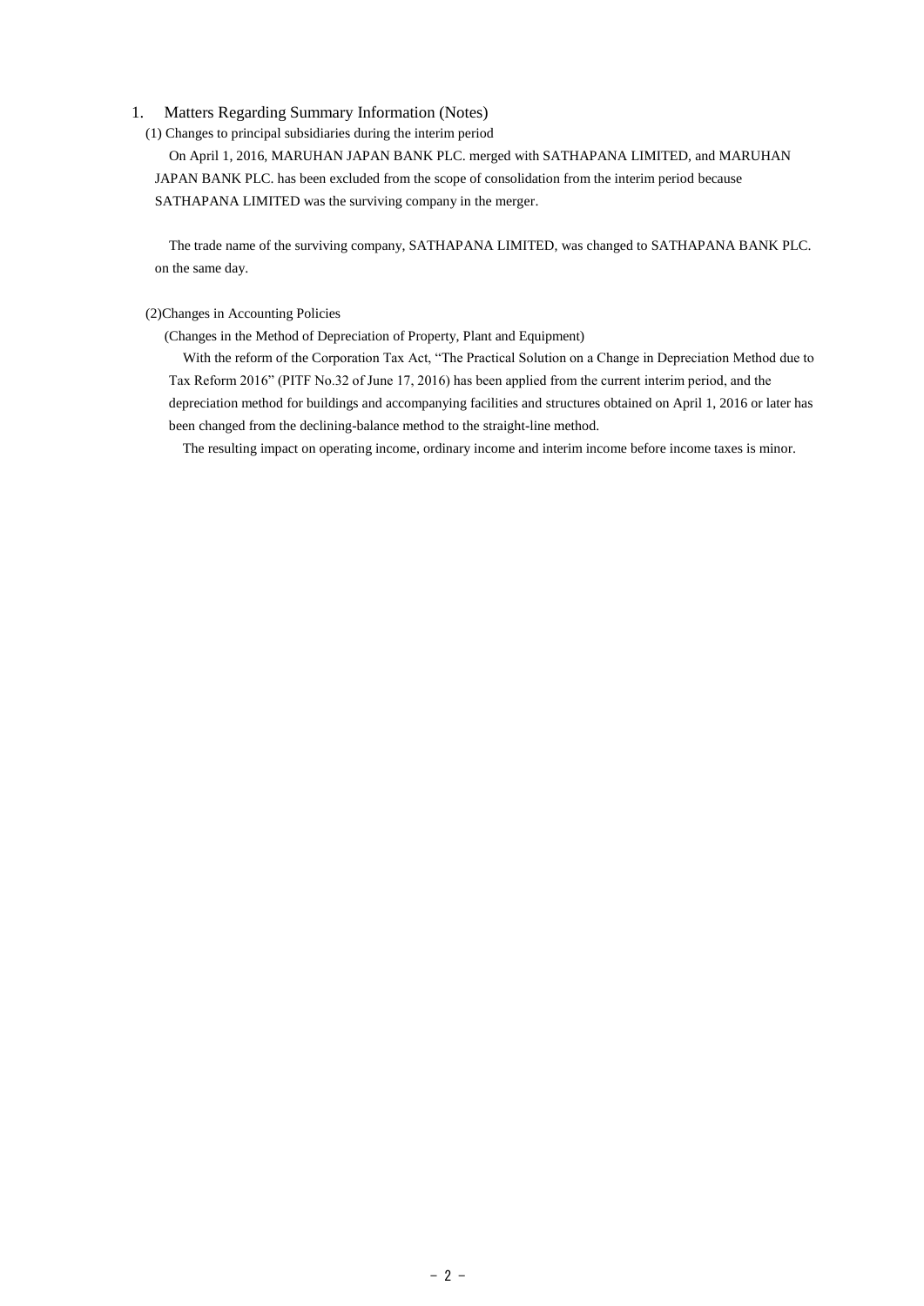## 1. Matters Regarding Summary Information (Notes)

(1) Changes to principal subsidiaries during the interim period

On April 1, 2016, MARUHAN JAPAN BANK PLC. merged with SATHAPANA LIMITED, and MARUHAN JAPAN BANK PLC. has been excluded from the scope of consolidation from the interim period because SATHAPANA LIMITED was the surviving company in the merger.

The trade name of the surviving company, SATHAPANA LIMITED, was changed to SATHAPANA BANK PLC. on the same day.

(2)Changes in Accounting Policies

(Changes in the Method of Depreciation of Property, Plant and Equipment)

With the reform of the Corporation Tax Act, "The Practical Solution on a Change in Depreciation Method due to Tax Reform 2016" (PITF No.32 of June 17, 2016) has been applied from the current interim period, and the depreciation method for buildings and accompanying facilities and structures obtained on April 1, 2016 or later has been changed from the declining-balance method to the straight-line method.

The resulting impact on operating income, ordinary income and interim income before income taxes is minor.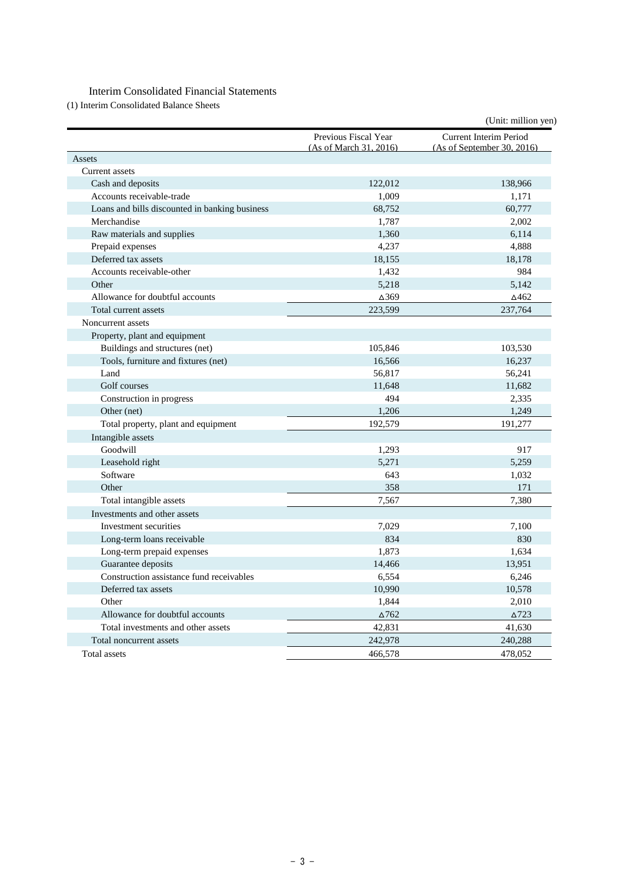## Interim Consolidated Financial Statements

(1) Interim Consolidated Balance Sheets

(Unit: million yen)

| | Previous Fiscal Year (As of March 31, 2016) | Current Interim Period (As of September 30, 2016) |
|---|---|---|
| Assets | | |
| Current assets | | |
| Cash and deposits | 122,012 | 138,966 |
| Accounts receivable-trade | 1,009 | 1,171 |
| Loans and bills discounted in banking business | 68,752 | 60,777 |
| Merchandise | 1,787 | 2,002 |
| Raw materials and supplies | 1,360 | 6,114 |
| Prepaid expenses | 4,237 | 4,888 |
| Deferred tax assets | 18,155 | 18,178 |
| Accounts receivable-other | 1,432 | 984 |
| Other | 5,218 | 5,142 |
| Allowance for doubtful accounts | △369 | △462 |
| Total current assets | 223,599 | 237,764 |
| Noncurrent assets | | |
| Property, plant and equipment | | |
| Buildings and structures (net) | 105,846 | 103,530 |
| Tools, furniture and fixtures (net) | 16,566 | 16,237 |
| Land | 56,817 | 56,241 |
| Golf courses | 11,648 | 11,682 |
| Construction in progress | 494 | 2,335 |
| Other (net) | 1,206 | 1,249 |
| Total property, plant and equipment | 192,579 | 191,277 |
| Intangible assets | | |
| Goodwill | 1,293 | 917 |
| Leasehold right | 5,271 | 5,259 |
| Software | 643 | 1,032 |
| Other | 358 | 171 |
| Total intangible assets | 7,567 | 7,380 |
| Investments and other assets | | |
| Investment securities | 7,029 | 7,100 |
| Long-term loans receivable | 834 | 830 |
| Long-term prepaid expenses | 1,873 | 1,634 |
| Guarantee deposits | 14,466 | 13,951 |
| Construction assistance fund receivables | 6,554 | 6,246 |
| Deferred tax assets | 10,990 | 10,578 |
| Other | 1,844 | 2,010 |
| Allowance for doubtful accounts | △762 | △723 |
| Total investments and other assets | 42,831 | 41,630 |
| Total noncurrent assets | 242,978 | 240,288 |
| Total assets | 466,578 | 478,052 |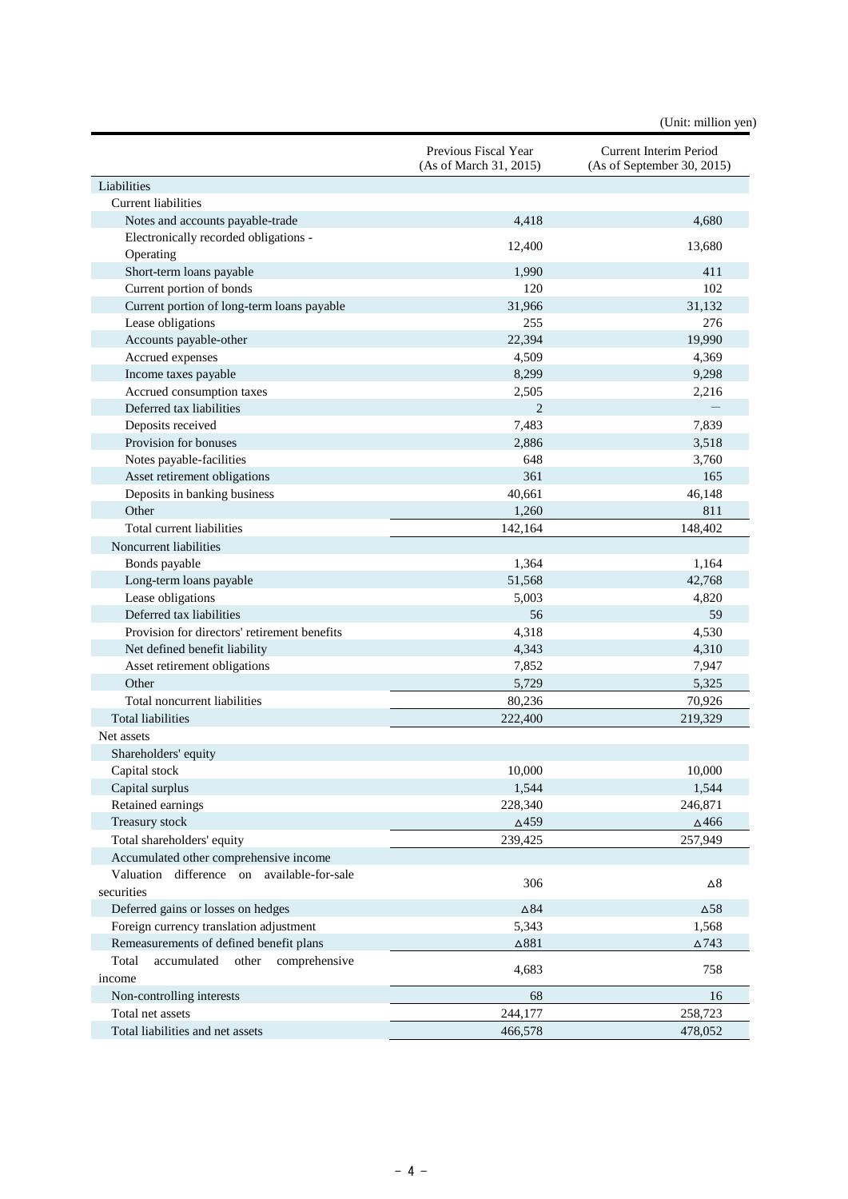(Unit: million yen)

| | Previous Fiscal Year (As of March 31, 2015) | Current Interim Period (As of September 30, 2015) |
|---|---|---|
| Liabilities | | |
| Current liabilities | | |
| Notes and accounts payable-trade | 4,418 | 4,680 |
| Electronically recorded obligations - Operating | 12,400 | 13,680 |
| Short-term loans payable | 1,990 | 411 |
| Current portion of bonds | 120 | 102 |
| Current portion of long-term loans payable | 31,966 | 31,132 |
| Lease obligations | 255 | 276 |
| Accounts payable-other | 22,394 | 19,990 |
| Accrued expenses | 4,509 | 4,369 |
| Income taxes payable | 8,299 | 9,298 |
| Accrued consumption taxes | 2,505 | 2,216 |
| Deferred tax liabilities | 2 | — |
| Deposits received | 7,483 | 7,839 |
| Provision for bonuses | 2,886 | 3,518 |
| Notes payable-facilities | 648 | 3,760 |
| Asset retirement obligations | 361 | 165 |
| Deposits in banking business | 40,661 | 46,148 |
| Other | 1,260 | 811 |
| Total current liabilities | 142,164 | 148,402 |
| Noncurrent liabilities | | |
| Bonds payable | 1,364 | 1,164 |
| Long-term loans payable | 51,568 | 42,768 |
| Lease obligations | 5,003 | 4,820 |
| Deferred tax liabilities | 56 | 59 |
| Provision for directors' retirement benefits | 4,318 | 4,530 |
| Net defined benefit liability | 4,343 | 4,310 |
| Asset retirement obligations | 7,852 | 7,947 |
| Other | 5,729 | 5,325 |
| Total noncurrent liabilities | 80,236 | 70,926 |
| Total liabilities | 222,400 | 219,329 |
| Net assets | | |
| Shareholders' equity | | |
| Capital stock | 10,000 | 10,000 |
| Capital surplus | 1,544 | 1,544 |
| Retained earnings | 228,340 | 246,871 |
| Treasury stock | △459 | △466 |
| Total shareholders' equity | 239,425 | 257,949 |
| Accumulated other comprehensive income | | |
| Valuation difference on available-for-sale securities | 306 | △8 |
| Deferred gains or losses on hedges | △84 | △58 |
| Foreign currency translation adjustment | 5,343 | 1,568 |
| Remeasurements of defined benefit plans | △881 | △743 |
| Total accumulated other comprehensive income | 4,683 | 758 |
| Non-controlling interests | 68 | 16 |
| Total net assets | 244,177 | 258,723 |
| Total liabilities and net assets | 466,578 | 478,052 |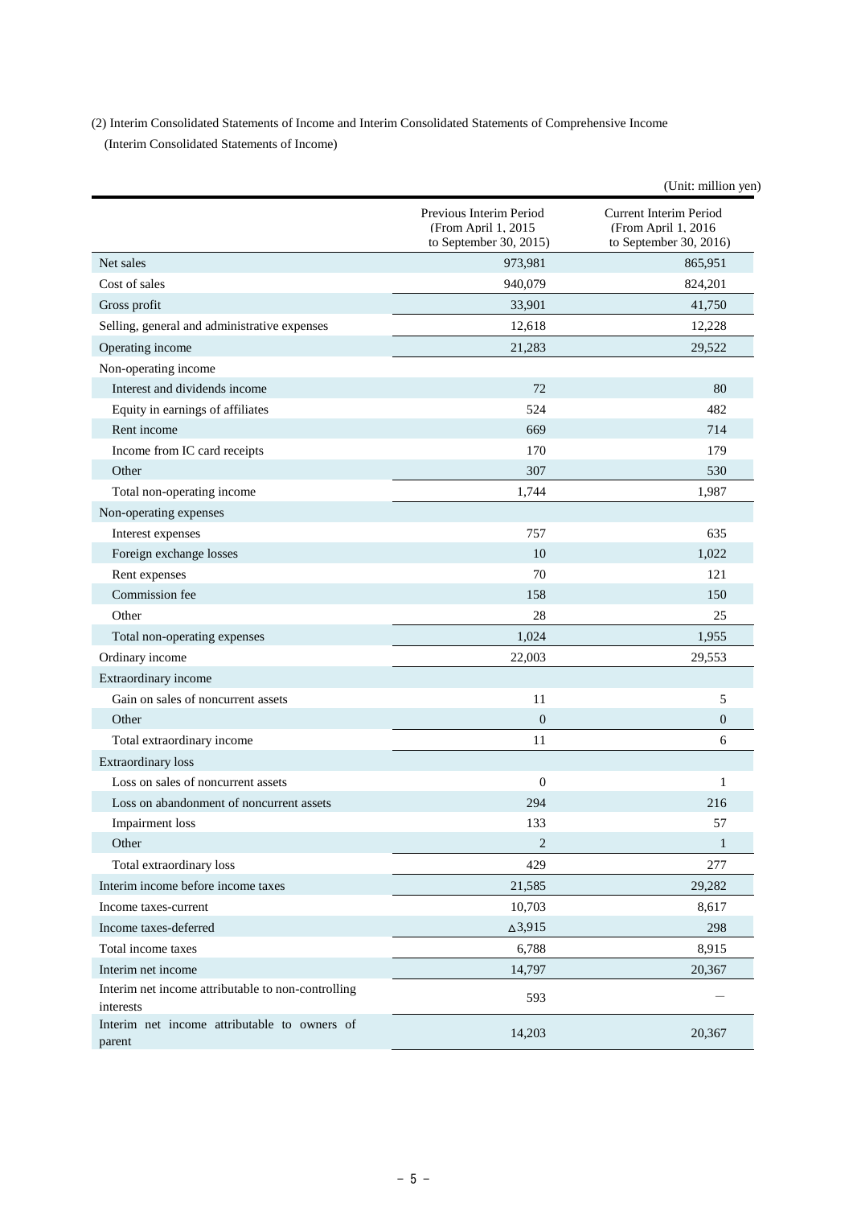(2) Interim Consolidated Statements of Income and Interim Consolidated Statements of Comprehensive Income

(Interim Consolidated Statements of Income)

(Unit: million yen)

| | Previous Interim Period (From April 1, 2015 to September 30, 2015) | Current Interim Period (From April 1, 2016 to September 30, 2016) |
|---|---|---|
| Net sales | 973,981 | 865,951 |
| Cost of sales | 940,079 | 824,201 |
| Gross profit | 33,901 | 41,750 |
| Selling, general and administrative expenses | 12,618 | 12,228 |
| Operating income | 21,283 | 29,522 |
| Non-operating income | | |
| Interest and dividends income | 72 | 80 |
| Equity in earnings of affiliates | 524 | 482 |
| Rent income | 669 | 714 |
| Income from IC card receipts | 170 | 179 |
| Other | 307 | 530 |
| Total non-operating income | 1,744 | 1,987 |
| Non-operating expenses | | |
| Interest expenses | 757 | 635 |
| Foreign exchange losses | 10 | 1,022 |
| Rent expenses | 70 | 121 |
| Commission fee | 158 | 150 |
| Other | 28 | 25 |
| Total non-operating expenses | 1,024 | 1,955 |
| Ordinary income | 22,003 | 29,553 |
| Extraordinary income | | |
| Gain on sales of noncurrent assets | 11 | 5 |
| Other | 0 | 0 |
| Total extraordinary income | 11 | 6 |
| Extraordinary loss | | |
| Loss on sales of noncurrent assets | 0 | 1 |
| Loss on abandonment of noncurrent assets | 294 | 216 |
| Impairment loss | 133 | 57 |
| Other | 2 | 1 |
| Total extraordinary loss | 429 | 277 |
| Interim income before income taxes | 21,585 | 29,282 |
| Income taxes-current | 10,703 | 8,617 |
| Income taxes-deferred | △3,915 | 298 |
| Total income taxes | 6,788 | 8,915 |
| Interim net income | 14,797 | 20,367 |
| Interim net income attributable to non-controlling interests | 593 | — |
| Interim net income attributable to owners of parent | 14,203 | 20,367 |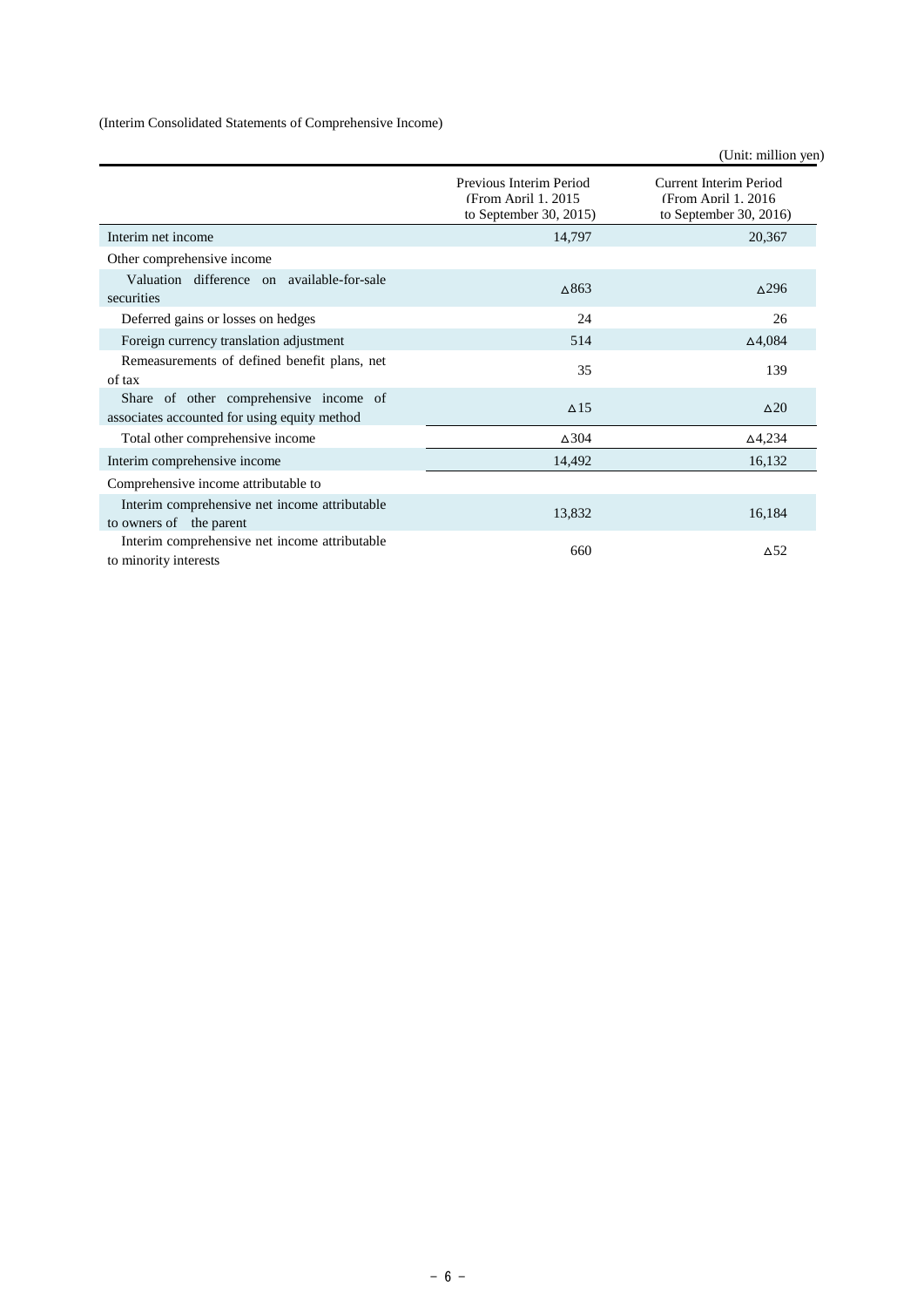(Interim Consolidated Statements of Comprehensive Income)

(Unit: million yen)

| | Previous Interim Period (From April 1, 2015 to September 30, 2015) | Current Interim Period (From April 1, 2016 to September 30, 2016) |
|---|---|---|
| Interim net income | 14,797 | 20,367 |
| Other comprehensive income | | |
| Valuation difference on available-for-sale securities | △863 | △296 |
| Deferred gains or losses on hedges | 24 | 26 |
| Foreign currency translation adjustment | 514 | △4,084 |
| Remeasurements of defined benefit plans, net of tax | 35 | 139 |
| Share of other comprehensive income of associates accounted for using equity method | △15 | △20 |
| Total other comprehensive income | △304 | △4,234 |
| Interim comprehensive income | 14,492 | 16,132 |
| Comprehensive income attributable to | | |
| Interim comprehensive net income attributable to owners of the parent | 13,832 | 16,184 |
| Interim comprehensive net income attributable to minority interests | 660 | △52 |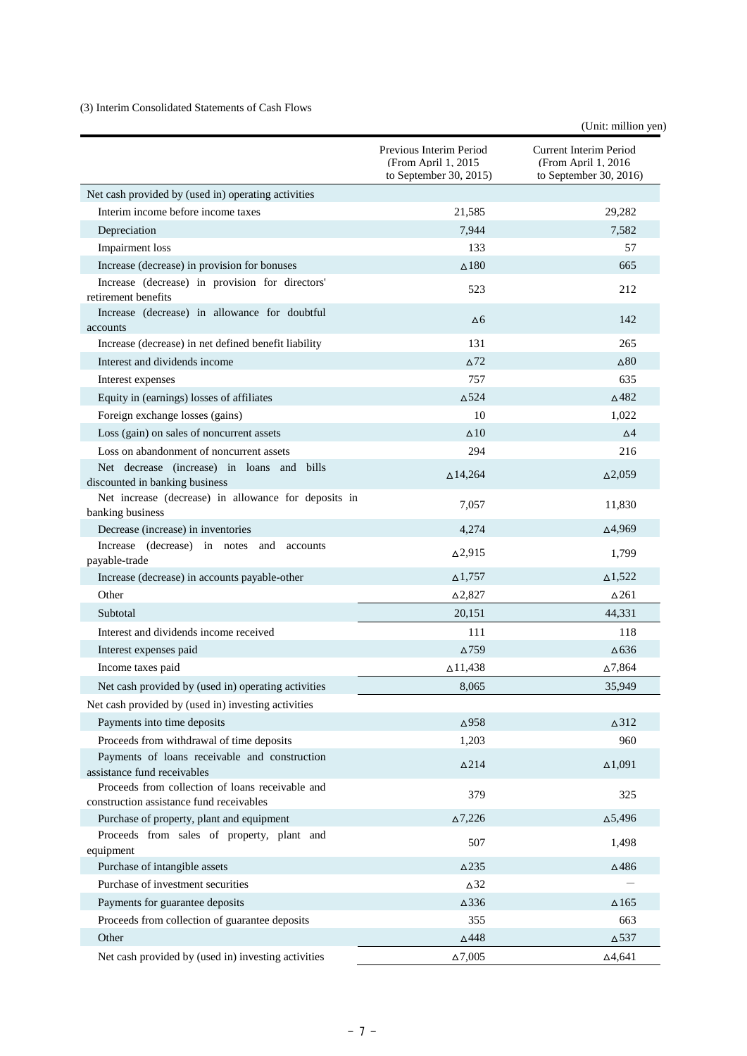(3) Interim Consolidated Statements of Cash Flows

(Unit: million yen)

| | Previous Interim Period (From April 1, 2015 to September 30, 2015) | Current Interim Period (From April 1, 2016 to September 30, 2016) |
|---|---|---|
| Net cash provided by (used in) operating activities | | |
| Interim income before income taxes | 21,585 | 29,282 |
| Depreciation | 7,944 | 7,582 |
| Impairment loss | 133 | 57 |
| Increase (decrease) in provision for bonuses | △180 | 665 |
| Increase (decrease) in provision for directors' retirement benefits | 523 | 212 |
| Increase (decrease) in allowance for doubtful accounts | △6 | 142 |
| Increase (decrease) in net defined benefit liability | 131 | 265 |
| Interest and dividends income | △72 | △80 |
| Interest expenses | 757 | 635 |
| Equity in (earnings) losses of affiliates | △524 | △482 |
| Foreign exchange losses (gains) | 10 | 1,022 |
| Loss (gain) on sales of noncurrent assets | △10 | △4 |
| Loss on abandonment of noncurrent assets | 294 | 216 |
| Net decrease (increase) in loans and bills discounted in banking business | △14,264 | △2,059 |
| Net increase (decrease) in allowance for deposits in banking business | 7,057 | 11,830 |
| Decrease (increase) in inventories | 4,274 | △4,969 |
| Increase (decrease) in notes and accounts payable-trade | △2,915 | 1,799 |
| Increase (decrease) in accounts payable-other | △1,757 | △1,522 |
| Other | △2,827 | △261 |
| Subtotal | 20,151 | 44,331 |
| Interest and dividends income received | 111 | 118 |
| Interest expenses paid | △759 | △636 |
| Income taxes paid | △11,438 | △7,864 |
| Net cash provided by (used in) operating activities | 8,065 | 35,949 |
| Net cash provided by (used in) investing activities | | |
| Payments into time deposits | △958 | △312 |
| Proceeds from withdrawal of time deposits | 1,203 | 960 |
| Payments of loans receivable and construction assistance fund receivables | △214 | △1,091 |
| Proceeds from collection of loans receivable and construction assistance fund receivables | 379 | 325 |
| Purchase of property, plant and equipment | △7,226 | △5,496 |
| Proceeds from sales of property, plant and equipment | 507 | 1,498 |
| Purchase of intangible assets | △235 | △486 |
| Purchase of investment securities | △32 | ― |
| Payments for guarantee deposits | △336 | △165 |
| Proceeds from collection of guarantee deposits | 355 | 663 |
| Other | △448 | △537 |
| Net cash provided by (used in) investing activities | △7,005 | △4,641 |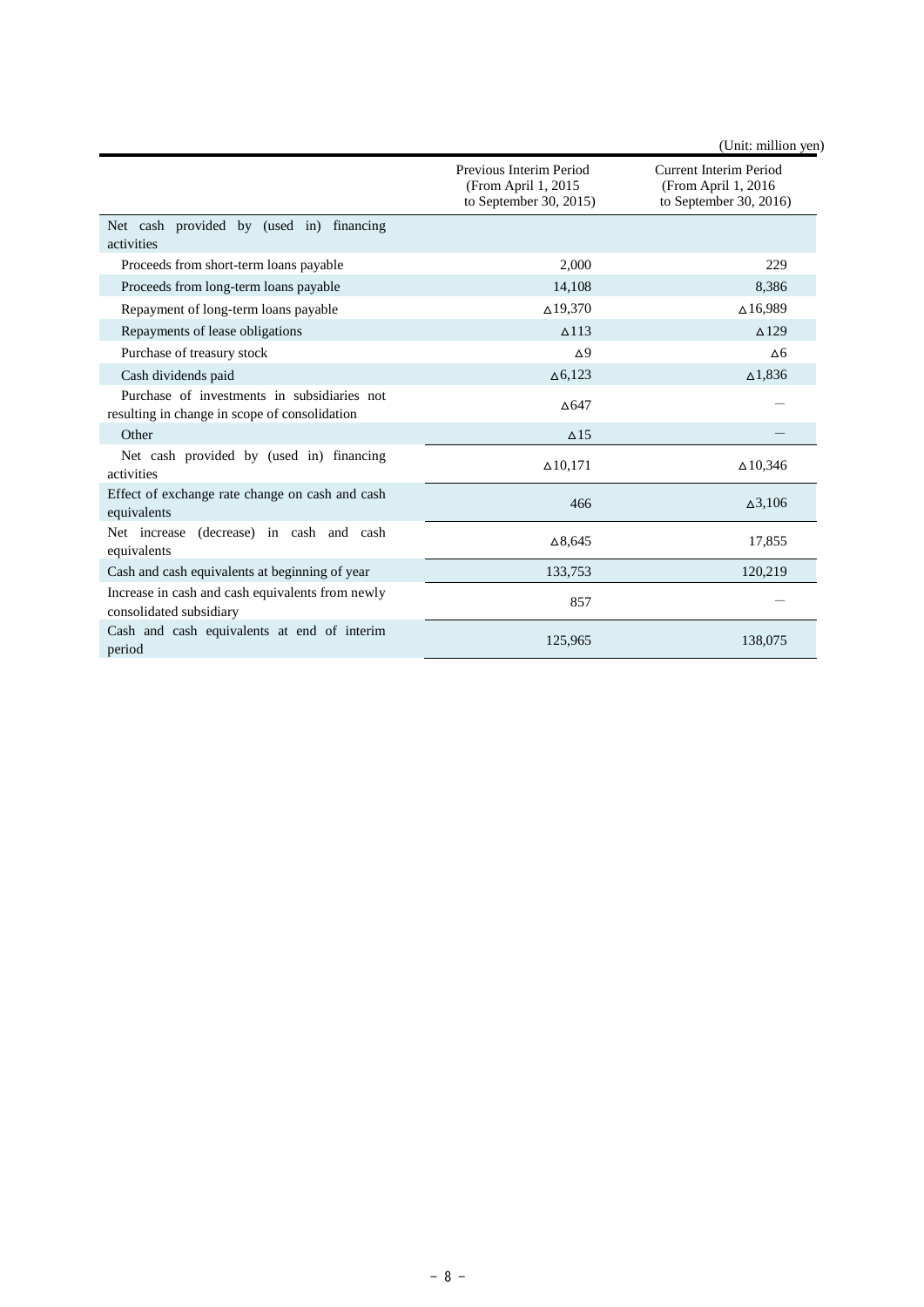(Unit: million yen)

| | Previous Interim Period (From April 1, 2015 to September 30, 2015) | Current Interim Period (From April 1, 2016 to September 30, 2016) |
|---|---|---|
| Net cash provided by (used in) financing activities | | |
| Proceeds from short-term loans payable | 2,000 | 229 |
| Proceeds from long-term loans payable | 14,108 | 8,386 |
| Repayment of long-term loans payable | △19,370 | △16,989 |
| Repayments of lease obligations | △113 | △129 |
| Purchase of treasury stock | △9 | △6 |
| Cash dividends paid | △6,123 | △1,836 |
| Purchase of investments in subsidiaries not resulting in change in scope of consolidation | △647 | ― |
| Other | △15 | ― |
| Net cash provided by (used in) financing activities | △10,171 | △10,346 |
| Effect of exchange rate change on cash and cash equivalents | 466 | △3,106 |
| Net increase (decrease) in cash and cash equivalents | △8,645 | 17,855 |
| Cash and cash equivalents at beginning of year | 133,753 | 120,219 |
| Increase in cash and cash equivalents from newly consolidated subsidiary | 857 | ― |
| Cash and cash equivalents at end of interim period | 125,965 | 138,075 |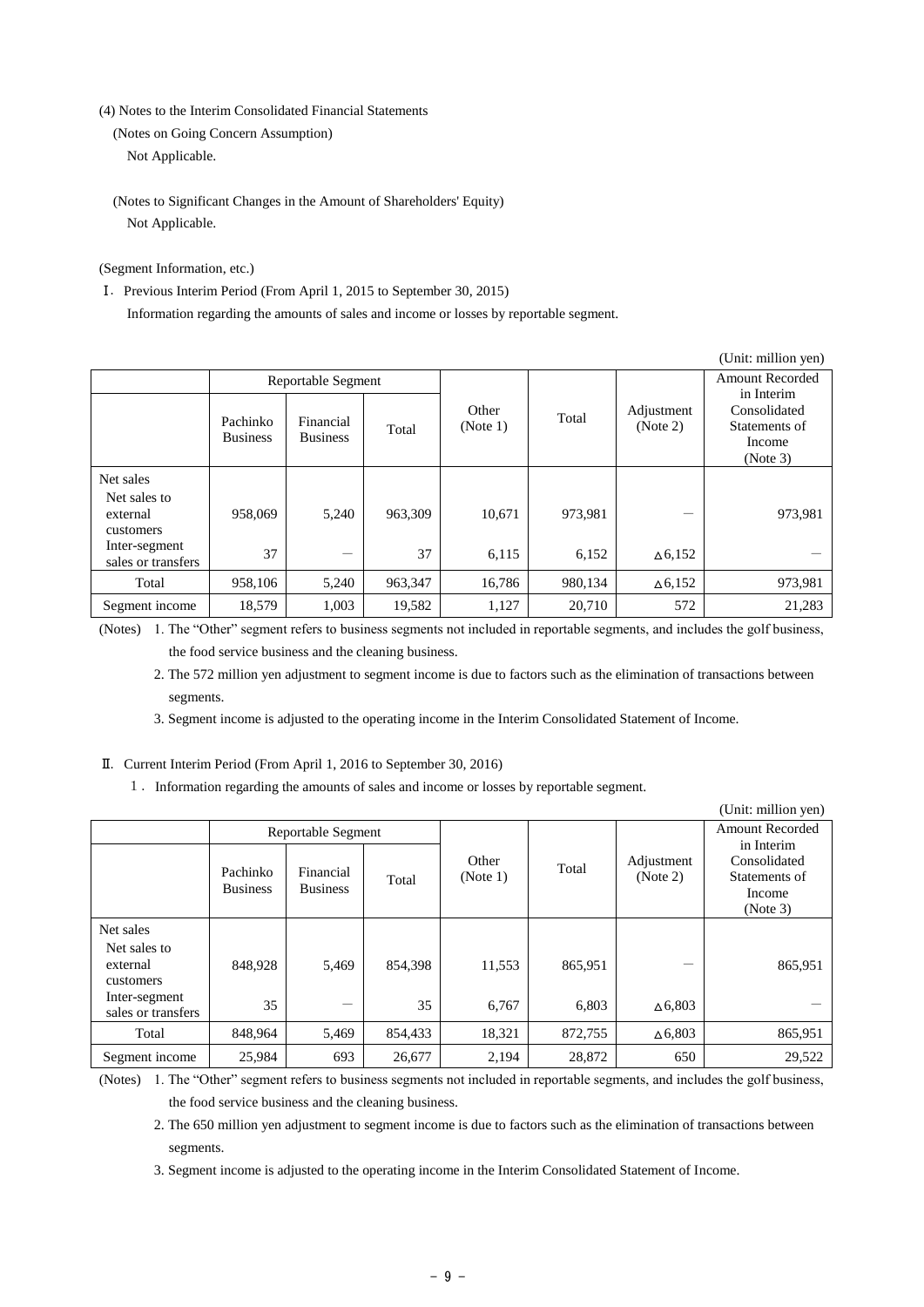(4) Notes to the Interim Consolidated Financial Statements

(Notes on Going Concern Assumption)

Not Applicable.

(Notes to Significant Changes in the Amount of Shareholders' Equity)

Not Applicable.

(Segment Information, etc.)

Ⅰ. Previous Interim Period (From April 1, 2015 to September 30, 2015)

Information regarding the amounts of sales and income or losses by reportable segment.

(Unit: million yen)

| | Reportable Segment | | | Other (Note 1) | Total | Adjustment (Note 2) | Amount Recorded in Interim Consolidated Statements of Income (Note 3) |
|---|---|---|---|---|---|---|---|
| | Pachinko Business | Financial Business | Total | | | | |
| Net sales | | | | | | | |
| Net sales to external customers | 958,069 | 5,240 | 963,309 | 10,671 | 973,981 | ― | 973,981 |
| Inter-segment sales or transfers | 37 | ― | 37 | 6,115 | 6,152 | △6,152 | ― |
| Total | 958,106 | 5,240 | 963,347 | 16,786 | 980,134 | △6,152 | 973,981 |
| Segment income | 18,579 | 1,003 | 19,582 | 1,127 | 20,710 | 572 | 21,283 |

(Notes) 1. The "Other" segment refers to business segments not included in reportable segments, and includes the golf business, the food service business and the cleaning business.

2. The 572 million yen adjustment to segment income is due to factors such as the elimination of transactions between segments.

3. Segment income is adjusted to the operating income in the Interim Consolidated Statement of Income.

Ⅱ. Current Interim Period (From April 1, 2016 to September 30, 2016)

1. Information regarding the amounts of sales and income or losses by reportable segment.

(Unit: million yen)

| | Reportable Segment | | | Other (Note 1) | Total | Adjustment (Note 2) | Amount Recorded in Interim Consolidated Statements of Income (Note 3) |
|---|---|---|---|---|---|---|---|
| | Pachinko Business | Financial Business | Total | | | | |
| Net sales | | | | | | | |
| Net sales to external customers | 848,928 | 5,469 | 854,398 | 11,553 | 865,951 | ― | 865,951 |
| Inter-segment sales or transfers | 35 | ― | 35 | 6,767 | 6,803 | △6,803 | ― |
| Total | 848,964 | 5,469 | 854,433 | 18,321 | 872,755 | △6,803 | 865,951 |
| Segment income | 25,984 | 693 | 26,677 | 2,194 | 28,872 | 650 | 29,522 |

(Notes) 1. The "Other" segment refers to business segments not included in reportable segments, and includes the golf business, the food service business and the cleaning business.

2. The 650 million yen adjustment to segment income is due to factors such as the elimination of transactions between segments.

3. Segment income is adjusted to the operating income in the Interim Consolidated Statement of Income.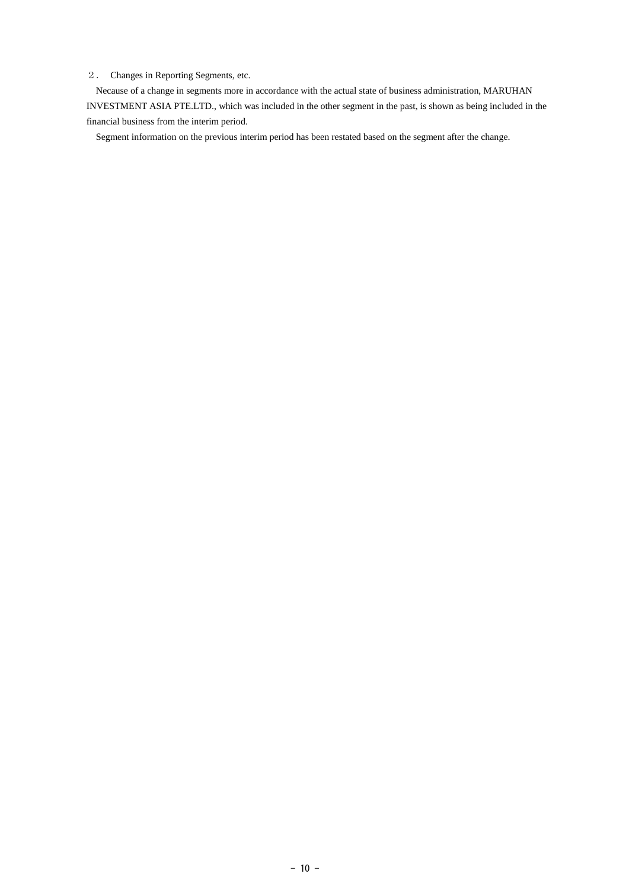２． Changes in Reporting Segments, etc.

Necause of a change in segments more in accordance with the actual state of business administration, MARUHAN INVESTMENT ASIA PTE.LTD., which was included in the other segment in the past, is shown as being included in the financial business from the interim period.

Segment information on the previous interim period has been restated based on the segment after the change.